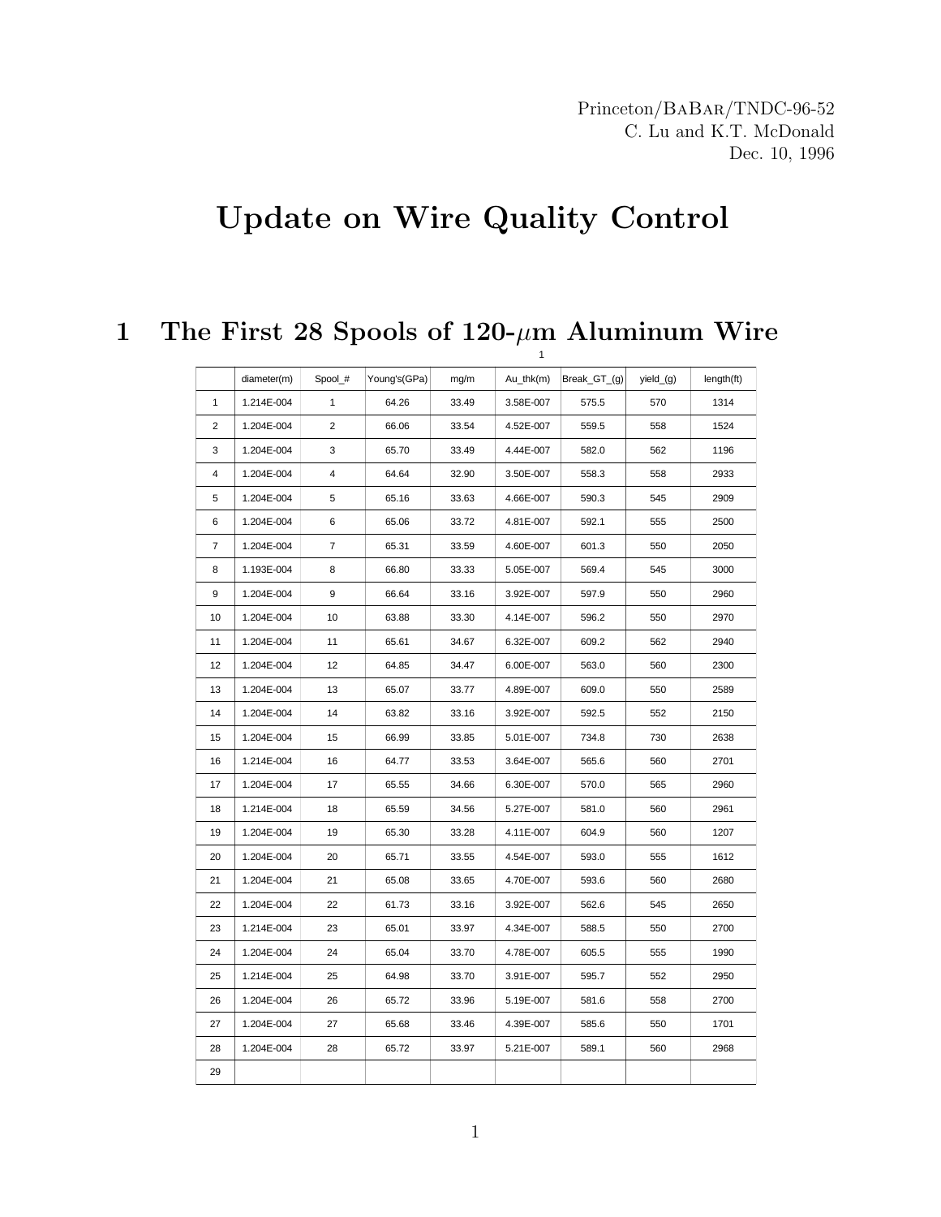Princeton/BaBar/TNDC-96-52
C. Lu and K.T. McDonald
Dec. 10, 1996

# Update on Wire Quality Control

## 1 The First 28 Spools of 120-$\mu$m Aluminum Wire

1

| | diameter(m) | Spool_# | Young's(GPa) | mg/m | Au_thk(m) | Break_GT_(g) | yield_(g) | length(ft) |
|---|---|---|---|---|---|---|---|---|
| 1 | 1.214E-004 | 1 | 64.26 | 33.49 | 3.58E-007 | 575.5 | 570 | 1314 |
| 2 | 1.204E-004 | 2 | 66.06 | 33.54 | 4.52E-007 | 559.5 | 558 | 1524 |
| 3 | 1.204E-004 | 3 | 65.70 | 33.49 | 4.44E-007 | 582.0 | 562 | 1196 |
| 4 | 1.204E-004 | 4 | 64.64 | 32.90 | 3.50E-007 | 558.3 | 558 | 2933 |
| 5 | 1.204E-004 | 5 | 65.16 | 33.63 | 4.66E-007 | 590.3 | 545 | 2909 |
| 6 | 1.204E-004 | 6 | 65.06 | 33.72 | 4.81E-007 | 592.1 | 555 | 2500 |
| 7 | 1.204E-004 | 7 | 65.31 | 33.59 | 4.60E-007 | 601.3 | 550 | 2050 |
| 8 | 1.193E-004 | 8 | 66.80 | 33.33 | 5.05E-007 | 569.4 | 545 | 3000 |
| 9 | 1.204E-004 | 9 | 66.64 | 33.16 | 3.92E-007 | 597.9 | 550 | 2960 |
| 10 | 1.204E-004 | 10 | 63.88 | 33.30 | 4.14E-007 | 596.2 | 550 | 2970 |
| 11 | 1.204E-004 | 11 | 65.61 | 34.67 | 6.32E-007 | 609.2 | 562 | 2940 |
| 12 | 1.204E-004 | 12 | 64.85 | 34.47 | 6.00E-007 | 563.0 | 560 | 2300 |
| 13 | 1.204E-004 | 13 | 65.07 | 33.77 | 4.89E-007 | 609.0 | 550 | 2589 |
| 14 | 1.204E-004 | 14 | 63.82 | 33.16 | 3.92E-007 | 592.5 | 552 | 2150 |
| 15 | 1.204E-004 | 15 | 66.99 | 33.85 | 5.01E-007 | 734.8 | 730 | 2638 |
| 16 | 1.214E-004 | 16 | 64.77 | 33.53 | 3.64E-007 | 565.6 | 560 | 2701 |
| 17 | 1.204E-004 | 17 | 65.55 | 34.66 | 6.30E-007 | 570.0 | 565 | 2960 |
| 18 | 1.214E-004 | 18 | 65.59 | 34.56 | 5.27E-007 | 581.0 | 560 | 2961 |
| 19 | 1.204E-004 | 19 | 65.30 | 33.28 | 4.11E-007 | 604.9 | 560 | 1207 |
| 20 | 1.204E-004 | 20 | 65.71 | 33.55 | 4.54E-007 | 593.0 | 555 | 1612 |
| 21 | 1.204E-004 | 21 | 65.08 | 33.65 | 4.70E-007 | 593.6 | 560 | 2680 |
| 22 | 1.204E-004 | 22 | 61.73 | 33.16 | 3.92E-007 | 562.6 | 545 | 2650 |
| 23 | 1.214E-004 | 23 | 65.01 | 33.97 | 4.34E-007 | 588.5 | 550 | 2700 |
| 24 | 1.204E-004 | 24 | 65.04 | 33.70 | 4.78E-007 | 605.5 | 555 | 1990 |
| 25 | 1.214E-004 | 25 | 64.98 | 33.70 | 3.91E-007 | 595.7 | 552 | 2950 |
| 26 | 1.204E-004 | 26 | 65.72 | 33.96 | 5.19E-007 | 581.6 | 558 | 2700 |
| 27 | 1.204E-004 | 27 | 65.68 | 33.46 | 4.39E-007 | 585.6 | 550 | 1701 |
| 28 | 1.204E-004 | 28 | 65.72 | 33.97 | 5.21E-007 | 589.1 | 560 | 2968 |
| 29 | | | | | | | | |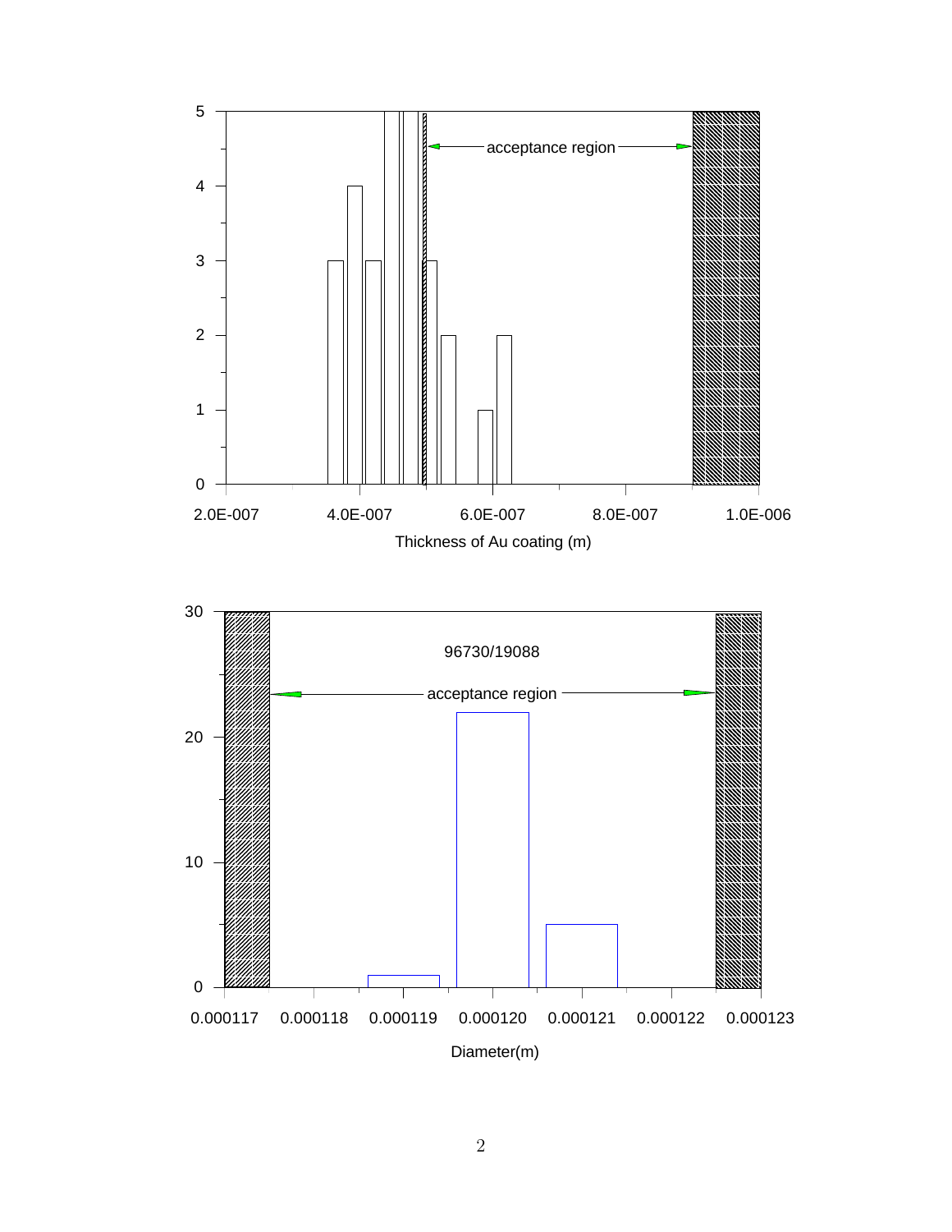5

4

3

2

1

0

2.0E-007

4.0E-007

6.0E-007

8.0E-007

1.0E-006

acceptance region

Thickness of Au coating (m)

30

20

10

0

0.000117

0.000118

0.000119

0.000120

0.000121

0.000122

0.000123

96730/19088

acceptance region

Diameter(m)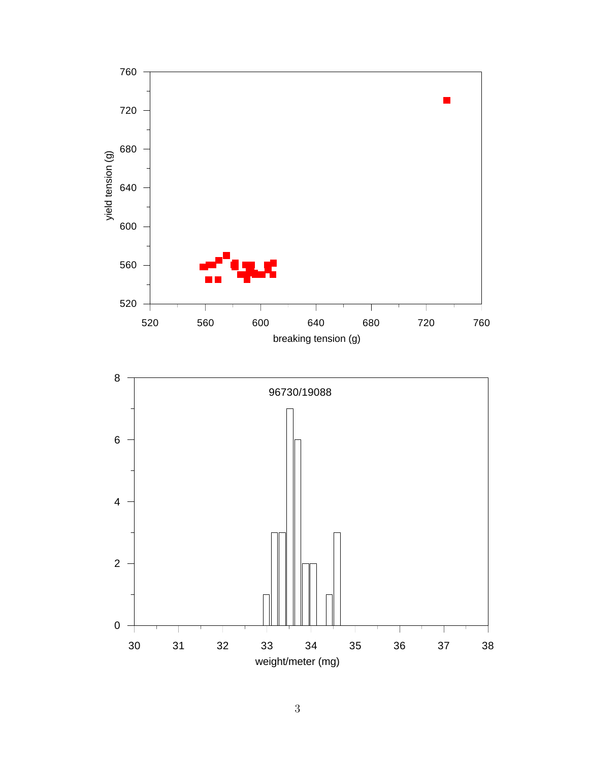760

720

680

640

600

560

520

yield tension (g)

520 560 600 640 680 720 760

breaking tension (g)

8

6

4

2

0

96730/19088

30 31 32 33 34 35 36 37 38

weight/meter (mg)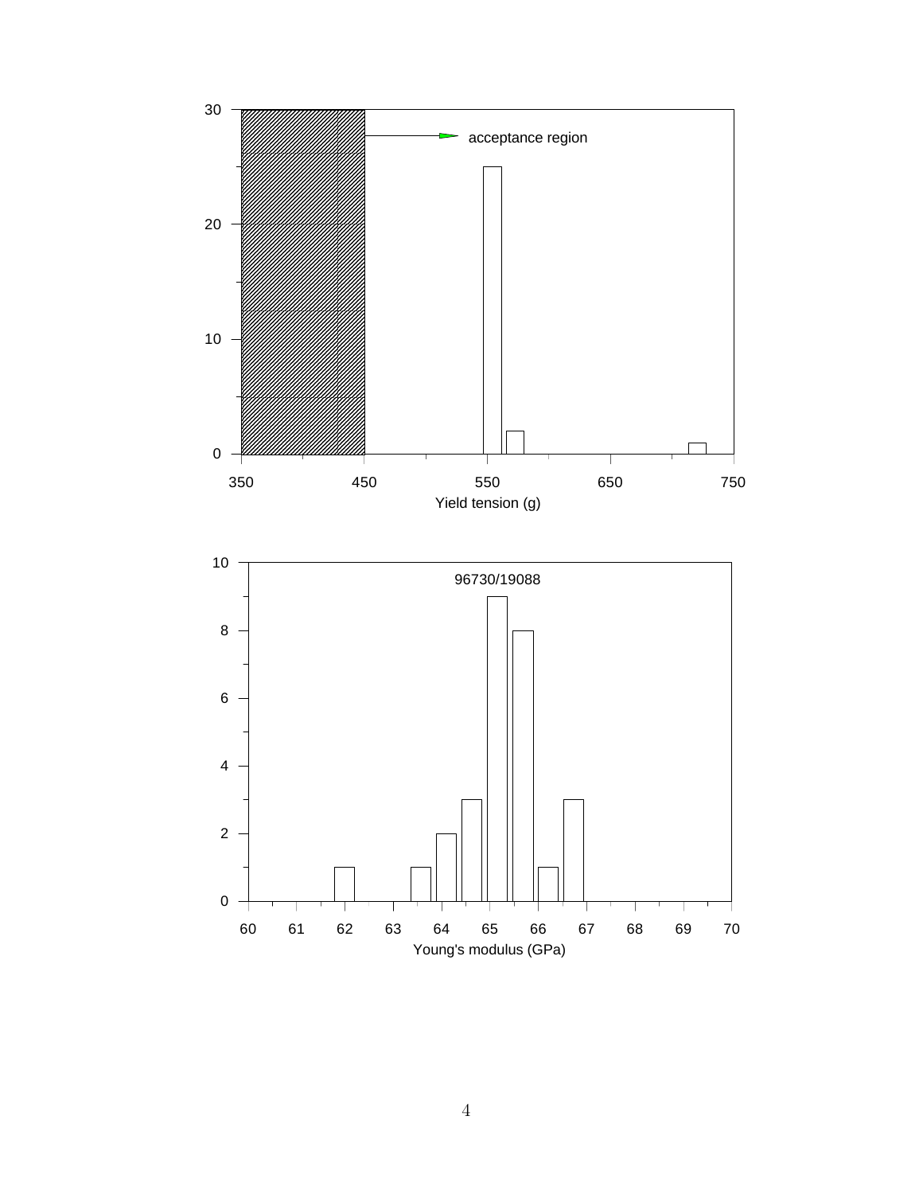30

20

10

0

350

450

550

650

750

acceptance region

Yield tension (g)

10

8

6

4

2

0

60

61

62

63

64

65

66

67

68

69

70

96730/19088

Young's modulus (GPa)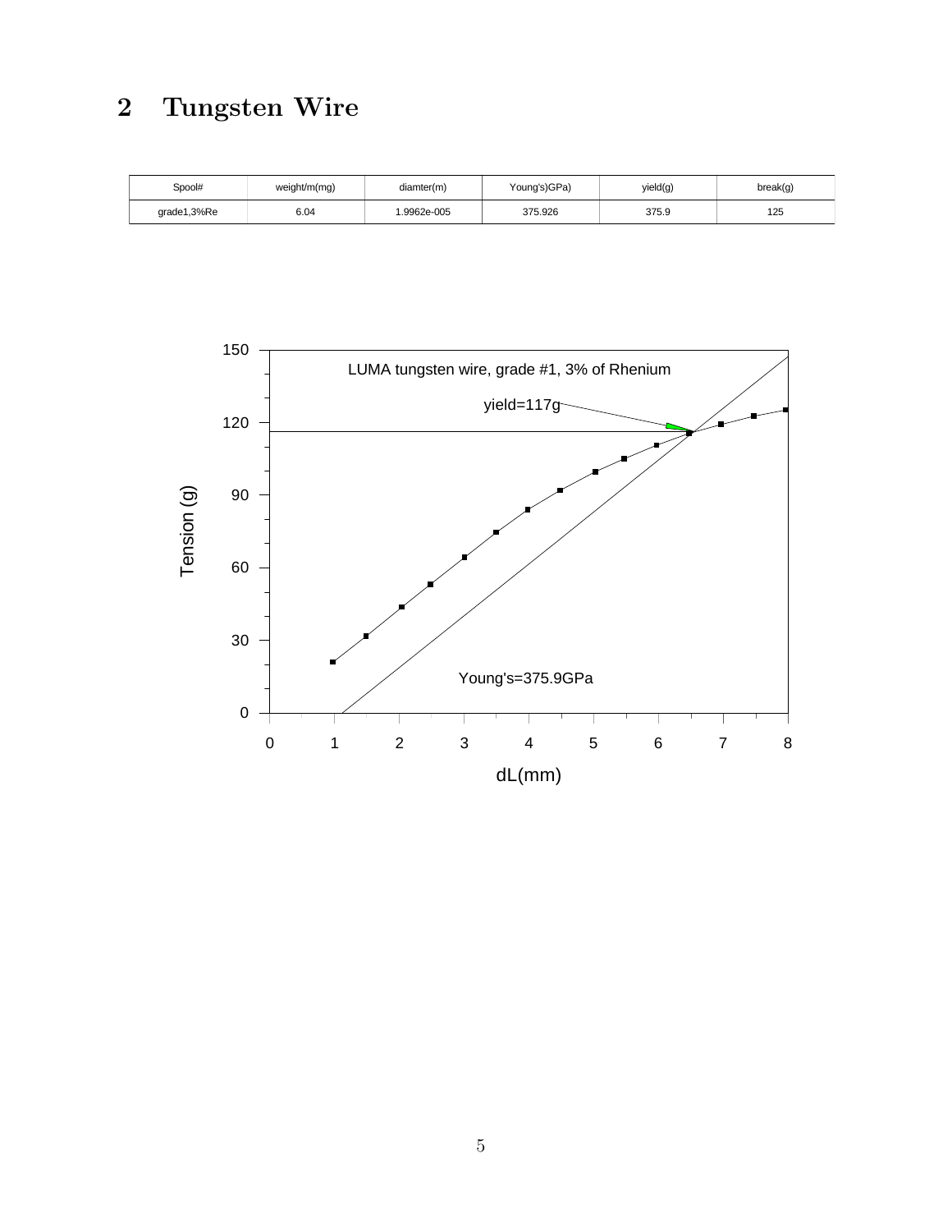## 2 Tungsten Wire

| Spool# | weight/m(mg) | diamter(m) | Young's)GPa) | yield(g) | break(g) |
|---|---|---|---|---|---|
| grade1,3%Re | 6.04 | 1.9962e-005 | 375.926 | 375.9 | 125 |

LUMA tungsten wire, grade #1, 3% of Rhenium

yield=117g

Young's=375.9GPa

Tension (g)

dL(mm)

150
120
90
60
30
0

0 1 2 3 4 5 6 7 8